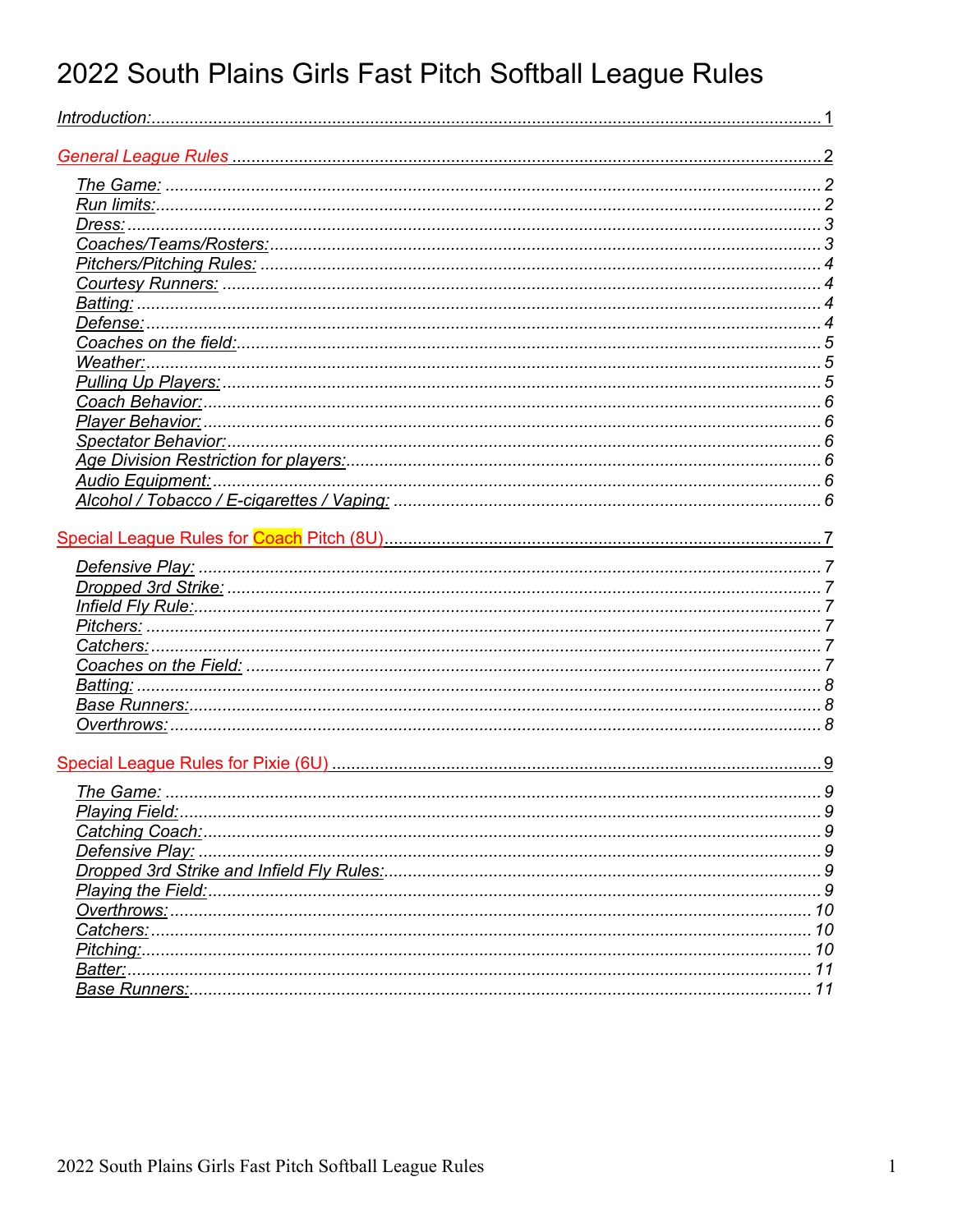# 2022 South Plains Girls Fast Pitch Softball League Rules

*Introduction:* ........................................................................................................................ 1

General League Rules ........................................................................................................ 2

- *The Game:* ........................................................................................................................ 2
- *Run limits:* .......................................................................................................................... 2
- *Dress:* ................................................................................................................................ 3
- *Coaches/Teams/Rosters:* .................................................................................................. 3
- *Pitchers/Pitching Rules:* .................................................................................................... 4
- *Courtesy Runners:* ............................................................................................................ 4
- *Batting:* .............................................................................................................................. 4
- *Defense:* ............................................................................................................................ 4
- *Coaches on the field:* ......................................................................................................... 5
- *Weather:* ............................................................................................................................ 5
- *Pulling Up Players:* ............................................................................................................ 5
- *Coach Behavior:* ................................................................................................................ 6
- *Player Behavior:* ................................................................................................................ 6
- *Spectator Behavior:* ........................................................................................................... 6
- *Age Division Restriction for players:* .................................................................................. 6
- *Audio Equipment:* .............................................................................................................. 6
- *Alcohol / Tobacco / E-cigarettes / Vaping:* ......................................................................... 6

Special League Rules for Coach Pitch (8U) ........................................................................ 7

- *Defensive Play:* .................................................................................................................. 7
- *Dropped 3rd Strike:* ........................................................................................................... 7
- *Infield Fly Rule:* .................................................................................................................. 7
- *Pitchers:* ............................................................................................................................ 7
- *Catchers:* ........................................................................................................................... 7
- *Coaches on the Field:* ........................................................................................................ 7
- *Batting:* .............................................................................................................................. 8
- *Base Runners:* ................................................................................................................... 8
- *Overthrows:* ....................................................................................................................... 8

Special League Rules for Pixie (6U) .................................................................................... 9

- *The Game:* ........................................................................................................................ 9
- *Playing Field:* ..................................................................................................................... 9
- *Catching Coach:* ................................................................................................................ 9
- *Defensive Play:* .................................................................................................................. 9
- *Dropped 3rd Strike and Infield Fly Rules:* .......................................................................... 9
- *Playing the Field:* ............................................................................................................... 9
- *Overthrows:* ..................................................................................................................... 10
- *Catchers:* ......................................................................................................................... 10
- *Pitching:* .......................................................................................................................... 10
- *Batter:* ............................................................................................................................. 11
- *Base Runners:* ................................................................................................................. 11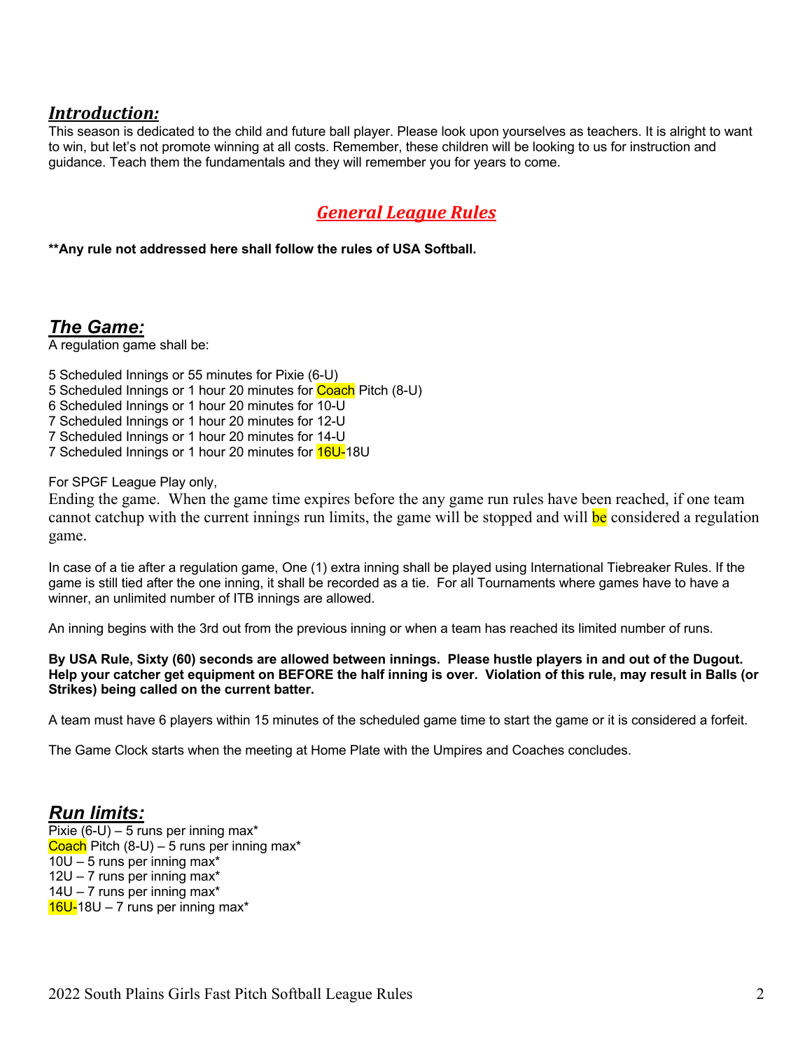## *Introduction:*

This season is dedicated to the child and future ball player. Please look upon yourselves as teachers. It is alright to want to win, but let's not promote winning at all costs. Remember, these children will be looking to us for instruction and guidance. Teach them the fundamentals and they will remember you for years to come.

# *General League Rules*

**\*\*Any rule not addressed here shall follow the rules of USA Softball.**

## *The Game:*

A regulation game shall be:

5 Scheduled Innings or 55 minutes for Pixie (6-U)
5 Scheduled Innings or 1 hour 20 minutes for Coach Pitch (8-U)
6 Scheduled Innings or 1 hour 20 minutes for 10-U
7 Scheduled Innings or 1 hour 20 minutes for 12-U
7 Scheduled Innings or 1 hour 20 minutes for 14-U
7 Scheduled Innings or 1 hour 20 minutes for 16U-18U

For SPGF League Play only,
Ending the game. When the game time expires before the any game run rules have been reached, if one team cannot catchup with the current innings run limits, the game will be stopped and will be considered a regulation game.

In case of a tie after a regulation game, One (1) extra inning shall be played using International Tiebreaker Rules. If the game is still tied after the one inning, it shall be recorded as a tie. For all Tournaments where games have to have a winner, an unlimited number of ITB innings are allowed.

An inning begins with the 3rd out from the previous inning or when a team has reached its limited number of runs.

**By USA Rule, Sixty (60) seconds are allowed between innings. Please hustle players in and out of the Dugout. Help your catcher get equipment on BEFORE the half inning is over. Violation of this rule, may result in Balls (or Strikes) being called on the current batter.**

A team must have 6 players within 15 minutes of the scheduled game time to start the game or it is considered a forfeit.

The Game Clock starts when the meeting at Home Plate with the Umpires and Coaches concludes.

## *Run limits:*

Pixie (6-U) – 5 runs per inning max*
Coach Pitch (8-U) – 5 runs per inning max*
10U – 5 runs per inning max*
12U – 7 runs per inning max*
14U – 7 runs per inning max*
16U-18U – 7 runs per inning max*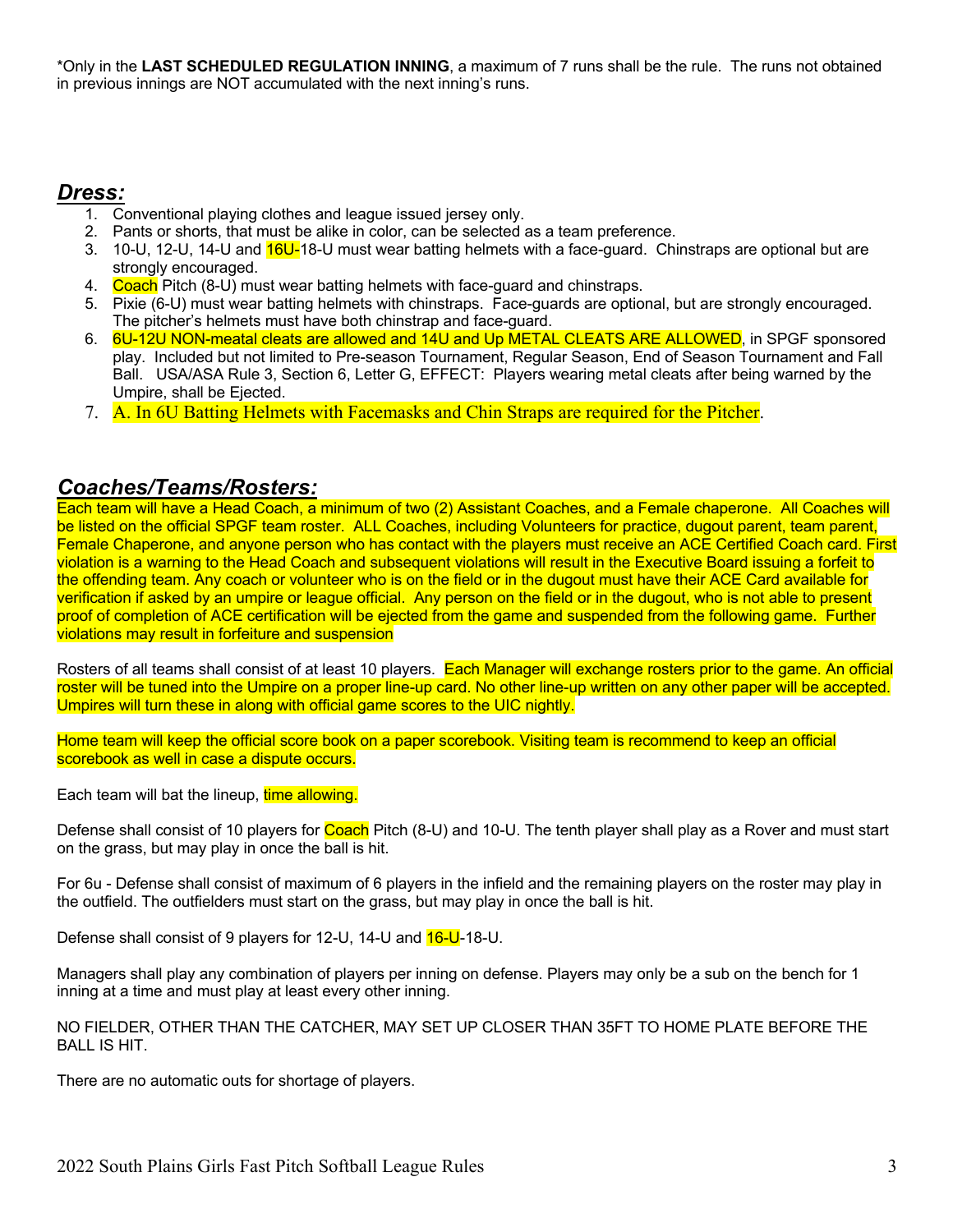*Only in the **LAST SCHEDULED REGULATION INNING**, a maximum of 7 runs shall be the rule. The runs not obtained in previous innings are NOT accumulated with the next inning's runs.

## ***Dress:***

1. Conventional playing clothes and league issued jersey only.
2. Pants or shorts, that must be alike in color, can be selected as a team preference.
3. 10-U, 12-U, 14-U and 16U-18-U must wear batting helmets with a face-guard. Chinstraps are optional but are strongly encouraged.
4. Coach Pitch (8-U) must wear batting helmets with face-guard and chinstraps.
5. Pixie (6-U) must wear batting helmets with chinstraps. Face-guards are optional, but are strongly encouraged. The pitcher's helmets must have both chinstrap and face-guard.
6. 6U-12U NON-meatal cleats are allowed and 14U and Up METAL CLEATS ARE ALLOWED, in SPGF sponsored play. Included but not limited to Pre-season Tournament, Regular Season, End of Season Tournament and Fall Ball. USA/ASA Rule 3, Section 6, Letter G, EFFECT: Players wearing metal cleats after being warned by the Umpire, shall be Ejected.
7. A. In 6U Batting Helmets with Facemasks and Chin Straps are required for the Pitcher.

## ***Coaches/Teams/Rosters:***

Each team will have a Head Coach, a minimum of two (2) Assistant Coaches, and a Female chaperone. All Coaches will be listed on the official SPGF team roster. ALL Coaches, including Volunteers for practice, dugout parent, team parent, Female Chaperone, and anyone person who has contact with the players must receive an ACE Certified Coach card. First violation is a warning to the Head Coach and subsequent violations will result in the Executive Board issuing a forfeit to the offending team. Any coach or volunteer who is on the field or in the dugout must have their ACE Card available for verification if asked by an umpire or league official. Any person on the field or in the dugout, who is not able to present proof of completion of ACE certification will be ejected from the game and suspended from the following game. Further violations may result in forfeiture and suspension

Rosters of all teams shall consist of at least 10 players. Each Manager will exchange rosters prior to the game. An official roster will be tuned into the Umpire on a proper line-up card. No other line-up written on any other paper will be accepted. Umpires will turn these in along with official game scores to the UIC nightly.

Home team will keep the official score book on a paper scorebook. Visiting team is recommend to keep an official scorebook as well in case a dispute occurs.

Each team will bat the lineup, time allowing.

Defense shall consist of 10 players for Coach Pitch (8-U) and 10-U. The tenth player shall play as a Rover and must start on the grass, but may play in once the ball is hit.

For 6u - Defense shall consist of maximum of 6 players in the infield and the remaining players on the roster may play in the outfield. The outfielders must start on the grass, but may play in once the ball is hit.

Defense shall consist of 9 players for 12-U, 14-U and 16-U-18-U.

Managers shall play any combination of players per inning on defense. Players may only be a sub on the bench for 1 inning at a time and must play at least every other inning.

NO FIELDER, OTHER THAN THE CATCHER, MAY SET UP CLOSER THAN 35FT TO HOME PLATE BEFORE THE BALL IS HIT.

There are no automatic outs for shortage of players.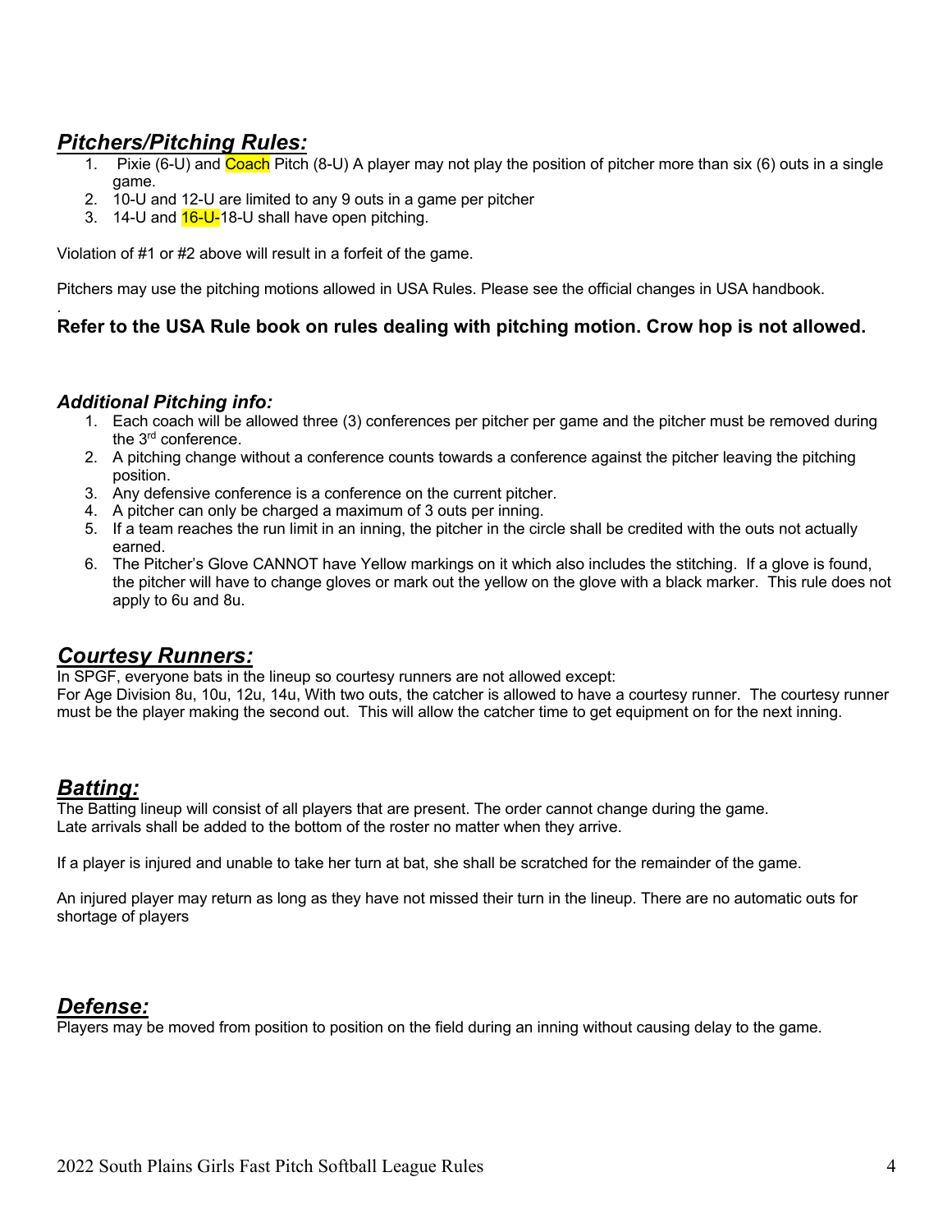## ***Pitchers/Pitching Rules:***

1. Pixie (6-U) and Coach Pitch (8-U) A player may not play the position of pitcher more than six (6) outs in a single game.
2. 10-U and 12-U are limited to any 9 outs in a game per pitcher
3. 14-U and 16-U-18-U shall have open pitching.

Violation of #1 or #2 above will result in a forfeit of the game.

Pitchers may use the pitching motions allowed in USA Rules. Please see the official changes in USA handbook.

.

**Refer to the USA Rule book on rules dealing with pitching motion. Crow hop is not allowed.**

### ***Additional Pitching info:***

1. Each coach will be allowed three (3) conferences per pitcher per game and the pitcher must be removed during the 3rd conference.
2. A pitching change without a conference counts towards a conference against the pitcher leaving the pitching position.
3. Any defensive conference is a conference on the current pitcher.
4. A pitcher can only be charged a maximum of 3 outs per inning.
5. If a team reaches the run limit in an inning, the pitcher in the circle shall be credited with the outs not actually earned.
6. The Pitcher's Glove CANNOT have Yellow markings on it which also includes the stitching. If a glove is found, the pitcher will have to change gloves or mark out the yellow on the glove with a black marker. This rule does not apply to 6u and 8u.

## ***Courtesy Runners:***

In SPGF, everyone bats in the lineup so courtesy runners are not allowed except:
For Age Division 8u, 10u, 12u, 14u, With two outs, the catcher is allowed to have a courtesy runner. The courtesy runner must be the player making the second out. This will allow the catcher time to get equipment on for the next inning.

## ***Batting:***

The Batting lineup will consist of all players that are present. The order cannot change during the game.
Late arrivals shall be added to the bottom of the roster no matter when they arrive.

If a player is injured and unable to take her turn at bat, she shall be scratched for the remainder of the game.

An injured player may return as long as they have not missed their turn in the lineup. There are no automatic outs for shortage of players

## ***Defense:***

Players may be moved from position to position on the field during an inning without causing delay to the game.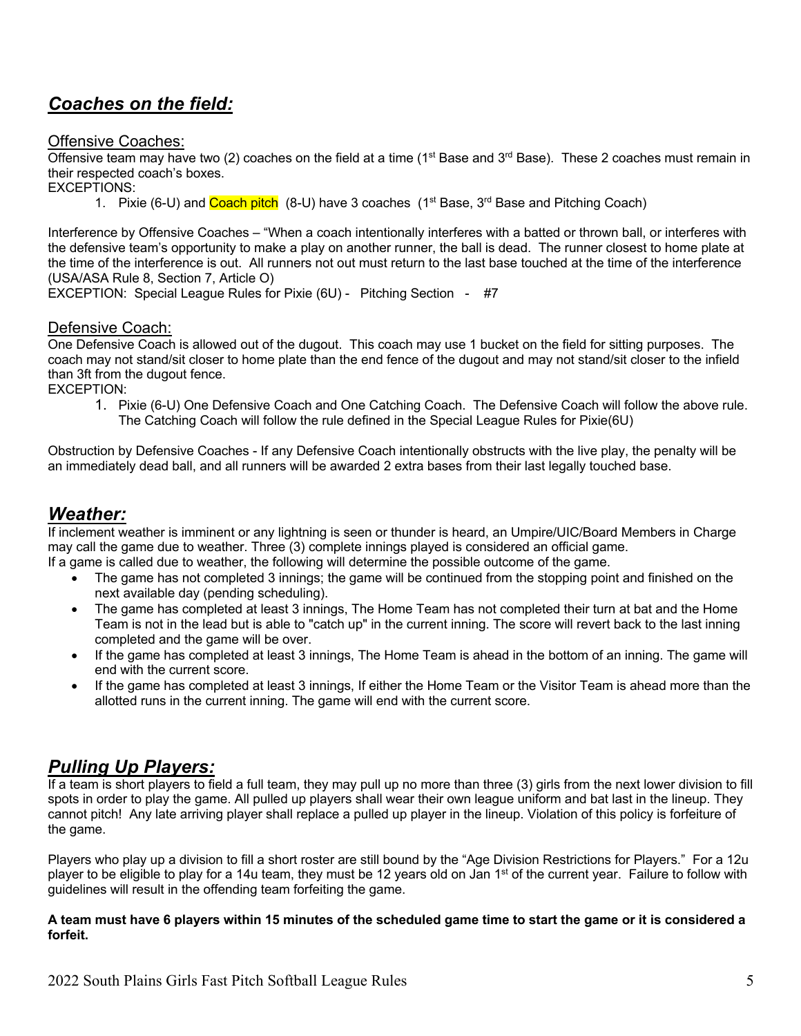## ***Coches on the field:***

## ***Coaches on the field:***

### Offensive Coaches:

Offensive team may have two (2) coaches on the field at a time (1st Base and 3rd Base). These 2 coaches must remain in their respected coach's boxes.

EXCEPTIONS:

1. Pixie (6-U) and Coach pitch (8-U) have 3 coaches (1st Base, 3rd Base and Pitching Coach)

Interference by Offensive Coaches – "When a coach intentionally interferes with a batted or thrown ball, or interferes with the defensive team's opportunity to make a play on another runner, the ball is dead. The runner closest to home plate at the time of the interference is out. All runners not out must return to the last base touched at the time of the interference (USA/ASA Rule 8, Section 7, Article O)

EXCEPTION: Special League Rules for Pixie (6U) - Pitching Section - #7

### Defensive Coach:

One Defensive Coach is allowed out of the dugout. This coach may use 1 bucket on the field for sitting purposes. The coach may not stand/sit closer to home plate than the end fence of the dugout and may not stand/sit closer to the infield than 3ft from the dugout fence.

EXCEPTION:

1. Pixie (6-U) One Defensive Coach and One Catching Coach. The Defensive Coach will follow the above rule. The Catching Coach will follow the rule defined in the Special League Rules for Pixie(6U)

Obstruction by Defensive Coaches - If any Defensive Coach intentionally obstructs with the live play, the penalty will be an immediately dead ball, and all runners will be awarded 2 extra bases from their last legally touched base.

## ***Weather:***

If inclement weather is imminent or any lightning is seen or thunder is heard, an Umpire/UIC/Board Members in Charge may call the game due to weather. Three (3) complete innings played is considered an official game.

If a game is called due to weather, the following will determine the possible outcome of the game.

- The game has not completed 3 innings; the game will be continued from the stopping point and finished on the next available day (pending scheduling).
- The game has completed at least 3 innings, The Home Team has not completed their turn at bat and the Home Team is not in the lead but is able to "catch up" in the current inning. The score will revert back to the last inning completed and the game will be over.
- If the game has completed at least 3 innings, The Home Team is ahead in the bottom of an inning. The game will end with the current score.
- If the game has completed at least 3 innings, If either the Home Team or the Visitor Team is ahead more than the allotted runs in the current inning. The game will end with the current score.

## ***Pulling Up Players:***

If a team is short players to field a full team, they may pull up no more than three (3) girls from the next lower division to fill spots in order to play the game. All pulled up players shall wear their own league uniform and bat last in the lineup. They cannot pitch! Any late arriving player shall replace a pulled up player in the lineup. Violation of this policy is forfeiture of the game.

Players who play up a division to fill a short roster are still bound by the "Age Division Restrictions for Players." For a 12u player to be eligible to play for a 14u team, they must be 12 years old on Jan 1st of the current year. Failure to follow with guidelines will result in the offending team forfeiting the game.

**A team must have 6 players within 15 minutes of the scheduled game time to start the game or it is considered a forfeit.**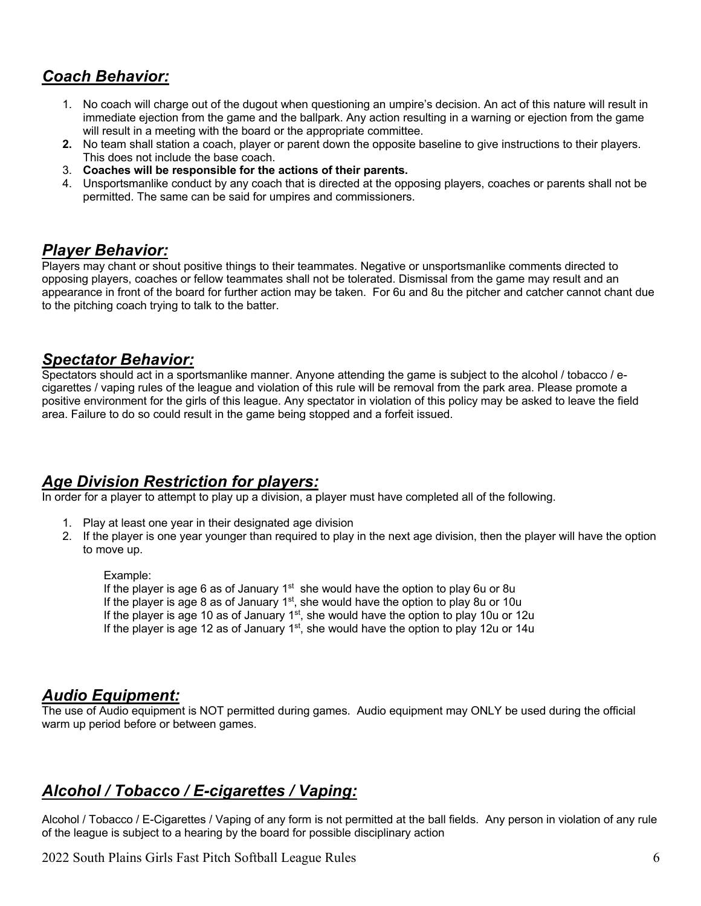## ***Coach Behavior:***

1. No coach will charge out of the dugout when questioning an umpire's decision. An act of this nature will result in immediate ejection from the game and the ballpark. Any action resulting in a warning or ejection from the game will result in a meeting with the board or the appropriate committee.
2. No team shall station a coach, player or parent down the opposite baseline to give instructions to their players. This does not include the base coach.
3. **Coaches will be responsible for the actions of their parents.**
4. Unsportsmanlike conduct by any coach that is directed at the opposing players, coaches or parents shall not be permitted. The same can be said for umpires and commissioners.

## ***Player Behavior:***

Players may chant or shout positive things to their teammates. Negative or unsportsmanlike comments directed to opposing players, coaches or fellow teammates shall not be tolerated. Dismissal from the game may result and an appearance in front of the board for further action may be taken. For 6u and 8u the pitcher and catcher cannot chant due to the pitching coach trying to talk to the batter.

## ***Spectator Behavior:***

Spectators should act in a sportsmanlike manner. Anyone attending the game is subject to the alcohol / tobacco / e-cigarettes / vaping rules of the league and violation of this rule will be removal from the park area. Please promote a positive environment for the girls of this league. Any spectator in violation of this policy may be asked to leave the field area. Failure to do so could result in the game being stopped and a forfeit issued.

## ***Age Division Restriction for players:***

In order for a player to attempt to play up a division, a player must have completed all of the following.

1. Play at least one year in their designated age division
2. If the player is one year younger than required to play in the next age division, then the player will have the option to move up.

   Example:
   If the player is age 6 as of January 1st she would have the option to play 6u or 8u
   If the player is age 8 as of January 1st, she would have the option to play 8u or 10u
   If the player is age 10 as of January 1st, she would have the option to play 10u or 12u
   If the player is age 12 as of January 1st, she would have the option to play 12u or 14u

## ***Audio Equipment:***

The use of Audio equipment is NOT permitted during games. Audio equipment may ONLY be used during the official warm up period before or between games.

## ***Alcohol / Tobacco / E-cigarettes / Vaping:***

Alcohol / Tobacco / E-Cigarettes / Vaping of any form is not permitted at the ball fields. Any person in violation of any rule of the league is subject to a hearing by the board for possible disciplinary action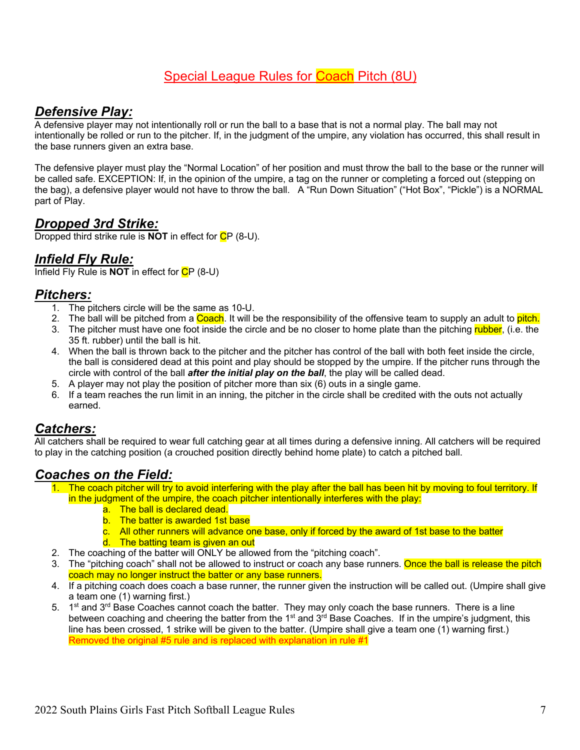# Special League Rules for Coach Pitch (8U)

## ***Defensive Play:***

A defensive player may not intentionally roll or run the ball to a base that is not a normal play. The ball may not intentionally be rolled or run to the pitcher. If, in the judgment of the umpire, any violation has occurred, this shall result in the base runners given an extra base.

The defensive player must play the "Normal Location" of her position and must throw the ball to the base or the runner will be called safe. EXCEPTION: If, in the opinion of the umpire, a tag on the runner or completing a forced out (stepping on the bag), a defensive player would not have to throw the ball. A "Run Down Situation" ("Hot Box", "Pickle") is a NORMAL part of Play.

## ***Dropped 3rd Strike:***

Dropped third strike rule is **NOT** in effect for CP (8-U).

## ***Infield Fly Rule:***

Infield Fly Rule is **NOT** in effect for CP (8-U)

## ***Pitchers:***

1. The pitchers circle will be the same as 10-U.
2. The ball will be pitched from a Coach. It will be the responsibility of the offensive team to supply an adult to pitch.
3. The pitcher must have one foot inside the circle and be no closer to home plate than the pitching rubber, (i.e. the 35 ft. rubber) until the ball is hit.
4. When the ball is thrown back to the pitcher and the pitcher has control of the ball with both feet inside the circle, the ball is considered dead at this point and play should be stopped by the umpire. If the pitcher runs through the circle with control of the ball ***after the initial play on the ball***, the play will be called dead.
5. A player may not play the position of pitcher more than six (6) outs in a single game.
6. If a team reaches the run limit in an inning, the pitcher in the circle shall be credited with the outs not actually earned.

## ***Catchers:***

All catchers shall be required to wear full catching gear at all times during a defensive inning. All catchers will be required to play in the catching position (a crouched position directly behind home plate) to catch a pitched ball.

## ***Coaches on the Field:***

1. The coach pitcher will try to avoid interfering with the play after the ball has been hit by moving to foul territory. If in the judgment of the umpire, the coach pitcher intentionally interferes with the play:
   a. The ball is declared dead.
   b. The batter is awarded 1st base
   c. All other runners will advance one base, only if forced by the award of 1st base to the batter
   d. The batting team is given an out
2. The coaching of the batter will ONLY be allowed from the "pitching coach".
3. The "pitching coach" shall not be allowed to instruct or coach any base runners. Once the ball is release the pitch coach may no longer instruct the batter or any base runners.
4. If a pitching coach does coach a base runner, the runner given the instruction will be called out. (Umpire shall give a team one (1) warning first.)
5. 1st and 3rd Base Coaches cannot coach the batter. They may only coach the base runners. There is a line between coaching and cheering the batter from the 1st and 3rd Base Coaches. If in the umpire's judgment, this line has been crossed, 1 strike will be given to the batter. (Umpire shall give a team one (1) warning first.)
   Removed the original #5 rule and is replaced with explanation in rule #1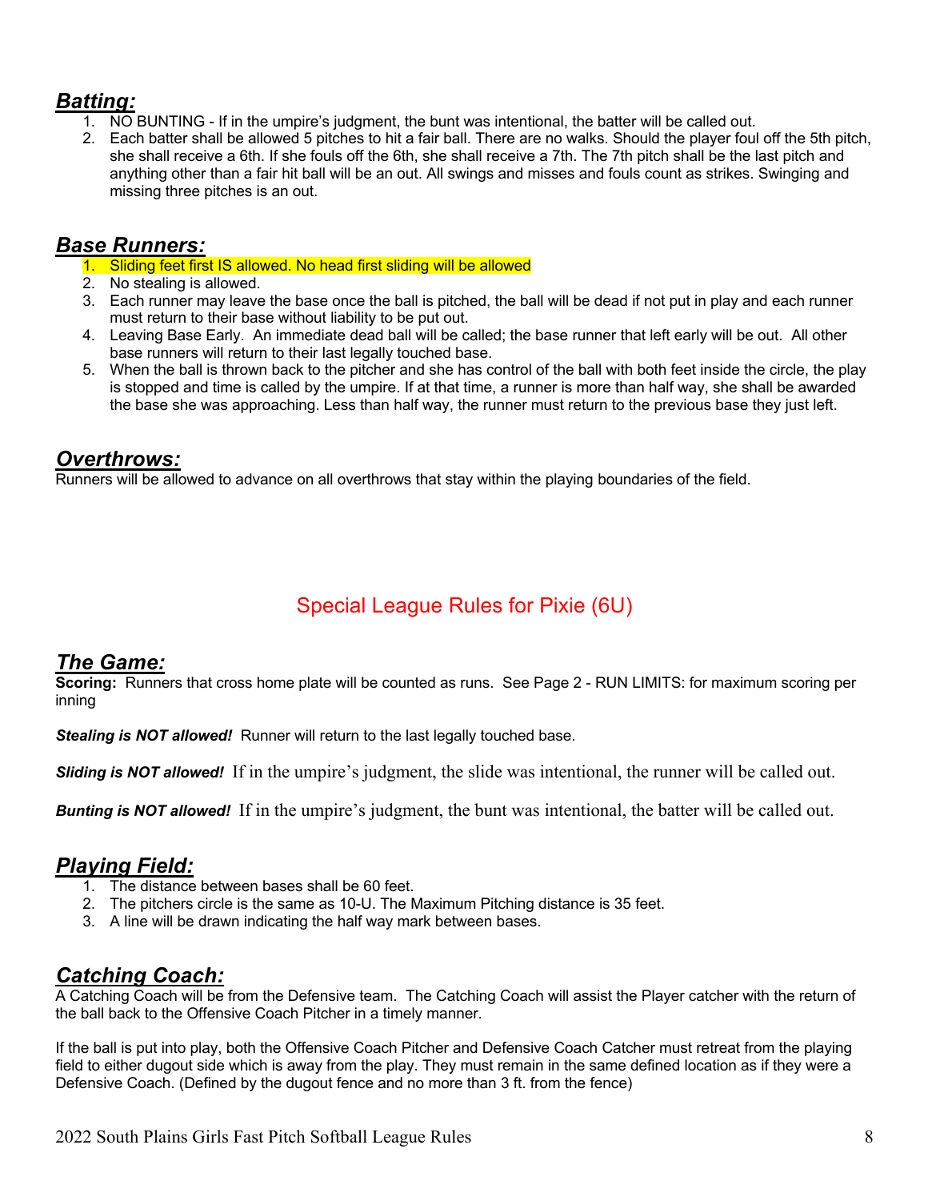## ***Batting:***

1. NO BUNTING - If in the umpire's judgment, the bunt was intentional, the batter will be called out.
2. Each batter shall be allowed 5 pitches to hit a fair ball. There are no walks. Should the player foul off the 5th pitch, she shall receive a 6th. If she fouls off the 6th, she shall receive a 7th. The 7th pitch shall be the last pitch and anything other than a fair hit ball will be an out. All swings and misses and fouls count as strikes. Swinging and missing three pitches is an out.

## ***Base Runners:***

1. Sliding feet first IS allowed. No head first sliding will be allowed
2. No stealing is allowed.
3. Each runner may leave the base once the ball is pitched, the ball will be dead if not put in play and each runner must return to their base without liability to be put out.
4. Leaving Base Early. An immediate dead ball will be called; the base runner that left early will be out. All other base runners will return to their last legally touched base.
5. When the ball is thrown back to the pitcher and she has control of the ball with both feet inside the circle, the play is stopped and time is called by the umpire. If at that time, a runner is more than half way, she shall be awarded the base she was approaching. Less than half way, the runner must return to the previous base they just left.

## ***Overthrows:***

Runners will be allowed to advance on all overthrows that stay within the playing boundaries of the field.

# Special League Rules for Pixie (6U)

## ***The Game:***

**Scoring:** Runners that cross home plate will be counted as runs. See Page 2 - RUN LIMITS: for maximum scoring per inning

***Stealing is NOT allowed!*** Runner will return to the last legally touched base.

***Sliding is NOT allowed!*** If in the umpire's judgment, the slide was intentional, the runner will be called out.

***Bunting is NOT allowed!*** If in the umpire's judgment, the bunt was intentional, the batter will be called out.

## ***Playing Field:***

1. The distance between bases shall be 60 feet.
2. The pitchers circle is the same as 10-U. The Maximum Pitching distance is 35 feet.
3. A line will be drawn indicating the half way mark between bases.

## ***Catching Coach:***

A Catching Coach will be from the Defensive team. The Catching Coach will assist the Player catcher with the return of the ball back to the Offensive Coach Pitcher in a timely manner.

If the ball is put into play, both the Offensive Coach Pitcher and Defensive Coach Catcher must retreat from the playing field to either dugout side which is away from the play. They must remain in the same defined location as if they were a Defensive Coach. (Defined by the dugout fence and no more than 3 ft. from the fence)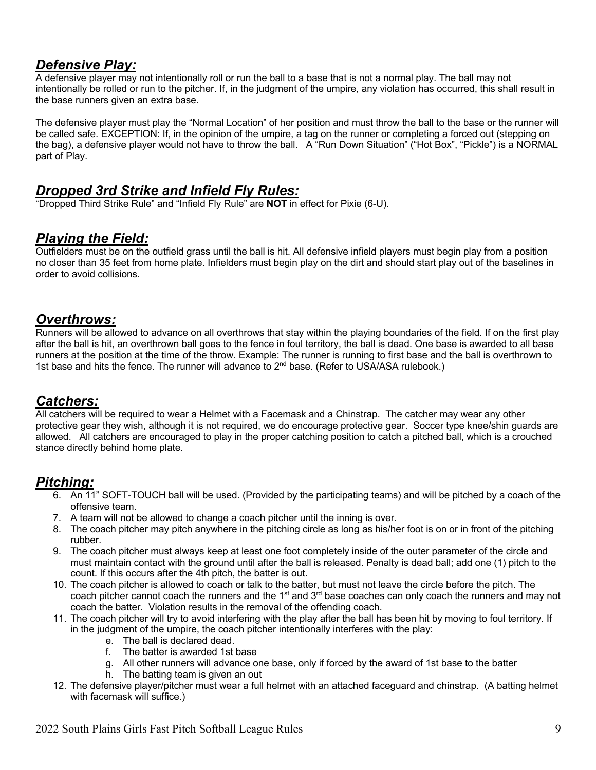## ***Defensive Play:***

A defensive player may not intentionally roll or run the ball to a base that is not a normal play. The ball may not intentionally be rolled or run to the pitcher. If, in the judgment of the umpire, any violation has occurred, this shall result in the base runners given an extra base.

The defensive player must play the "Normal Location" of her position and must throw the ball to the base or the runner will be called safe. EXCEPTION: If, in the opinion of the umpire, a tag on the runner or completing a forced out (stepping on the bag), a defensive player would not have to throw the ball. A "Run Down Situation" ("Hot Box", "Pickle") is a NORMAL part of Play.

## ***Dropped 3rd Strike and Infield Fly Rules:***

"Dropped Third Strike Rule" and "Infield Fly Rule" are **NOT** in effect for Pixie (6-U).

## ***Playing the Field:***

Outfielders must be on the outfield grass until the ball is hit. All defensive infield players must begin play from a position no closer than 35 feet from home plate. Infielders must begin play on the dirt and should start play out of the baselines in order to avoid collisions.

## ***Overthrows:***

Runners will be allowed to advance on all overthrows that stay within the playing boundaries of the field. If on the first play after the ball is hit, an overthrown ball goes to the fence in foul territory, the ball is dead. One base is awarded to all base runners at the position at the time of the throw. Example: The runner is running to first base and the ball is overthrown to 1st base and hits the fence. The runner will advance to 2nd base. (Refer to USA/ASA rulebook.)

## ***Catchers:***

All catchers will be required to wear a Helmet with a Facemask and a Chinstrap. The catcher may wear any other protective gear they wish, although it is not required, we do encourage protective gear. Soccer type knee/shin guards are allowed. All catchers are encouraged to play in the proper catching position to catch a pitched ball, which is a crouched stance directly behind home plate.

## ***Pitching:***

6. An 11" SOFT-TOUCH ball will be used. (Provided by the participating teams) and will be pitched by a coach of the offensive team.
7. A team will not be allowed to change a coach pitcher until the inning is over.
8. The coach pitcher may pitch anywhere in the pitching circle as long as his/her foot is on or in front of the pitching rubber.
9. The coach pitcher must always keep at least one foot completely inside of the outer parameter of the circle and must maintain contact with the ground until after the ball is released. Penalty is dead ball; add one (1) pitch to the count. If this occurs after the 4th pitch, the batter is out.
10. The coach pitcher is allowed to coach or talk to the batter, but must not leave the circle before the pitch. The coach pitcher cannot coach the runners and the 1st and 3rd base coaches can only coach the runners and may not coach the batter. Violation results in the removal of the offending coach.
11. The coach pitcher will try to avoid interfering with the play after the ball has been hit by moving to foul territory. If in the judgment of the umpire, the coach pitcher intentionally interferes with the play:
    e. The ball is declared dead.
    f. The batter is awarded 1st base
    g. All other runners will advance one base, only if forced by the award of 1st base to the batter
    h. The batting team is given an out
12. The defensive player/pitcher must wear a full helmet with an attached faceguard and chinstrap. (A batting helmet with facemask will suffice.)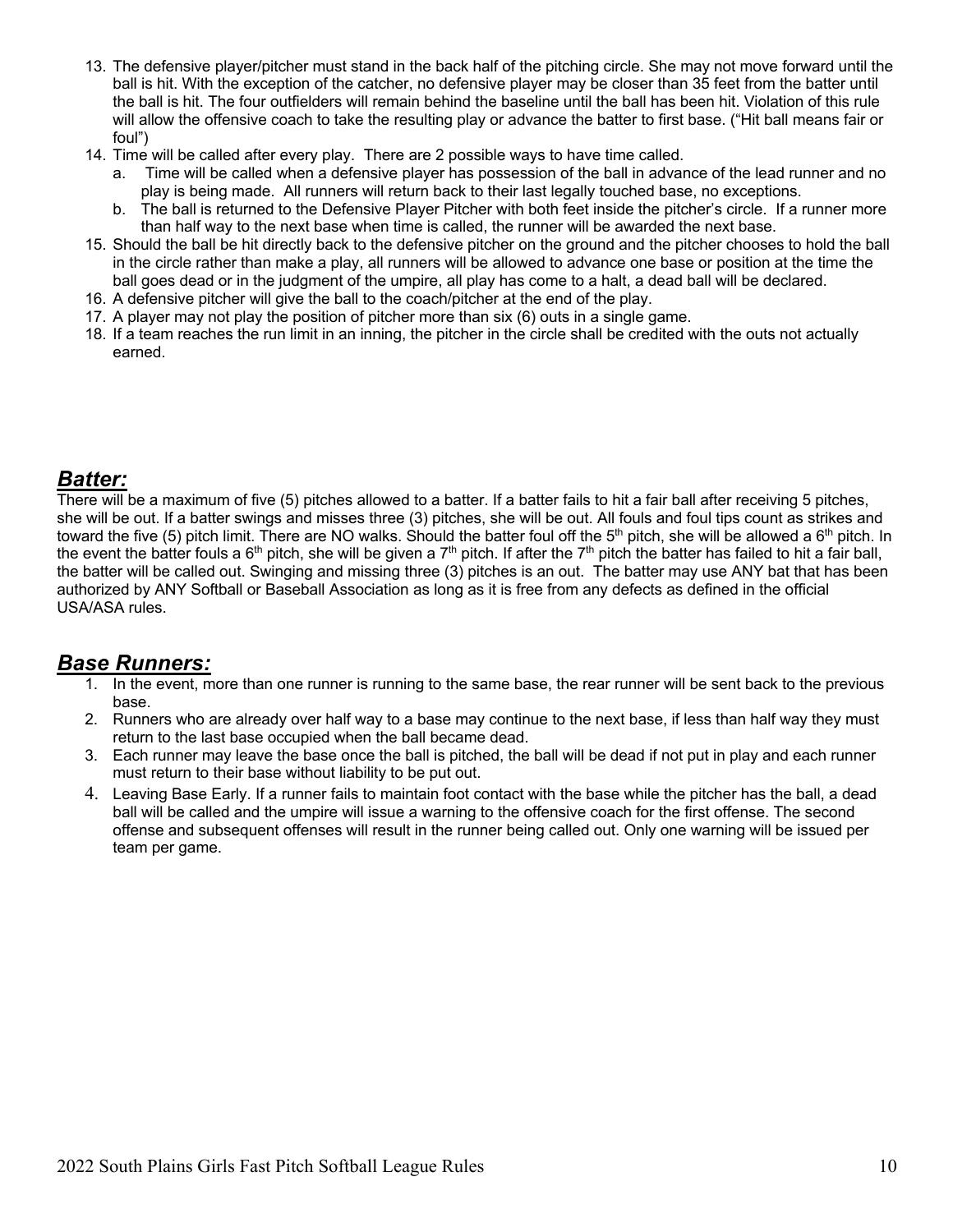13. The defensive player/pitcher must stand in the back half of the pitching circle. She may not move forward until the ball is hit. With the exception of the catcher, no defensive player may be closer than 35 feet from the batter until the ball is hit. The four outfielders will remain behind the baseline until the ball has been hit. Violation of this rule will allow the offensive coach to take the resulting play or advance the batter to first base. ("Hit ball means fair or foul")
14. Time will be called after every play. There are 2 possible ways to have time called.
    a. Time will be called when a defensive player has possession of the ball in advance of the lead runner and no play is being made. All runners will return back to their last legally touched base, no exceptions.
    b. The ball is returned to the Defensive Player Pitcher with both feet inside the pitcher's circle. If a runner more than half way to the next base when time is called, the runner will be awarded the next base.
15. Should the ball be hit directly back to the defensive pitcher on the ground and the pitcher chooses to hold the ball in the circle rather than make a play, all runners will be allowed to advance one base or position at the time the ball goes dead or in the judgment of the umpire, all play has come to a halt, a dead ball will be declared.
16. A defensive pitcher will give the ball to the coach/pitcher at the end of the play.
17. A player may not play the position of pitcher more than six (6) outs in a single game.
18. If a team reaches the run limit in an inning, the pitcher in the circle shall be credited with the outs not actually earned.

## ***Batter:***

There will be a maximum of five (5) pitches allowed to a batter. If a batter fails to hit a fair ball after receiving 5 pitches, she will be out. If a batter swings and misses three (3) pitches, she will be out. All fouls and foul tips count as strikes and toward the five (5) pitch limit. There are NO walks. Should the batter foul off the 5th pitch, she will be allowed a 6th pitch. In the event the batter fouls a 6th pitch, she will be given a 7th pitch. If after the 7th pitch the batter has failed to hit a fair ball, the batter will be called out. Swinging and missing three (3) pitches is an out. The batter may use ANY bat that has been authorized by ANY Softball or Baseball Association as long as it is free from any defects as defined in the official USA/ASA rules.

## ***Base Runners:***

1. In the event, more than one runner is running to the same base, the rear runner will be sent back to the previous base.
2. Runners who are already over half way to a base may continue to the next base, if less than half way they must return to the last base occupied when the ball became dead.
3. Each runner may leave the base once the ball is pitched, the ball will be dead if not put in play and each runner must return to their base without liability to be put out.
4. Leaving Base Early. If a runner fails to maintain foot contact with the base while the pitcher has the ball, a dead ball will be called and the umpire will issue a warning to the offensive coach for the first offense. The second offense and subsequent offenses will result in the runner being called out. Only one warning will be issued per team per game.